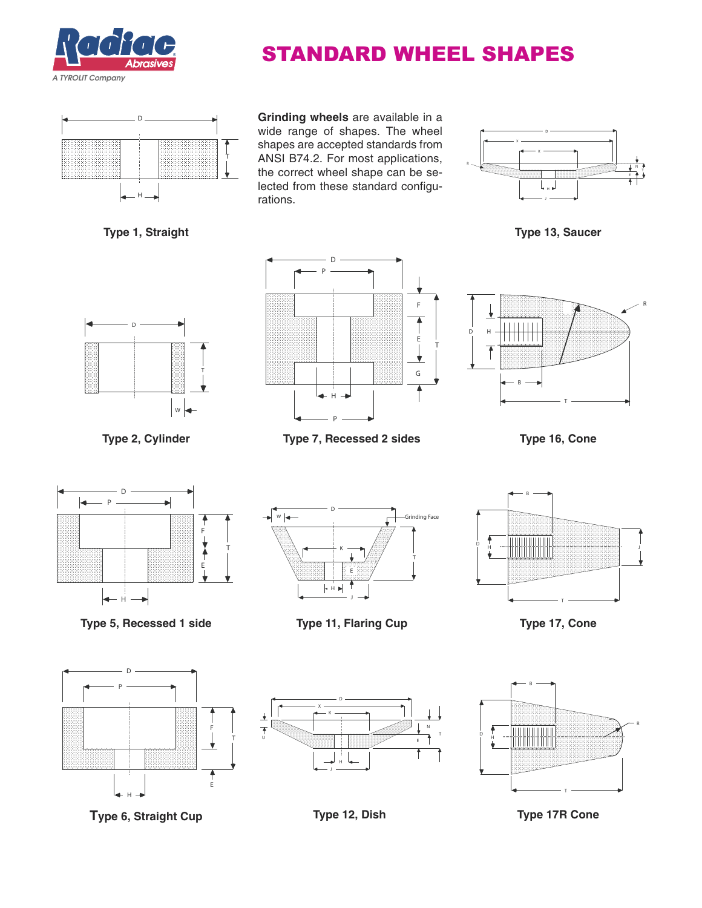# STANDARD WHEEL SHAPES

**Grinding wheels** are available in a wide range of shapes. The wheel shapes are accepted standards from ANSI B74.2. For most applications, the correct wheel shape can be selected from these standard configurations.

**Type 1, Straight**

**Type 13, Saucer**

**Type 2, Cylinder**

**Type 7, Recessed 2 sides**

**Type 16, Cone**

**Type 5, Recessed 1 side**

**Type 11, Flaring Cup**

**Type 17, Cone**

**Type 6, Straight Cup**

**Type 12, Dish**

**Type 17R Cone**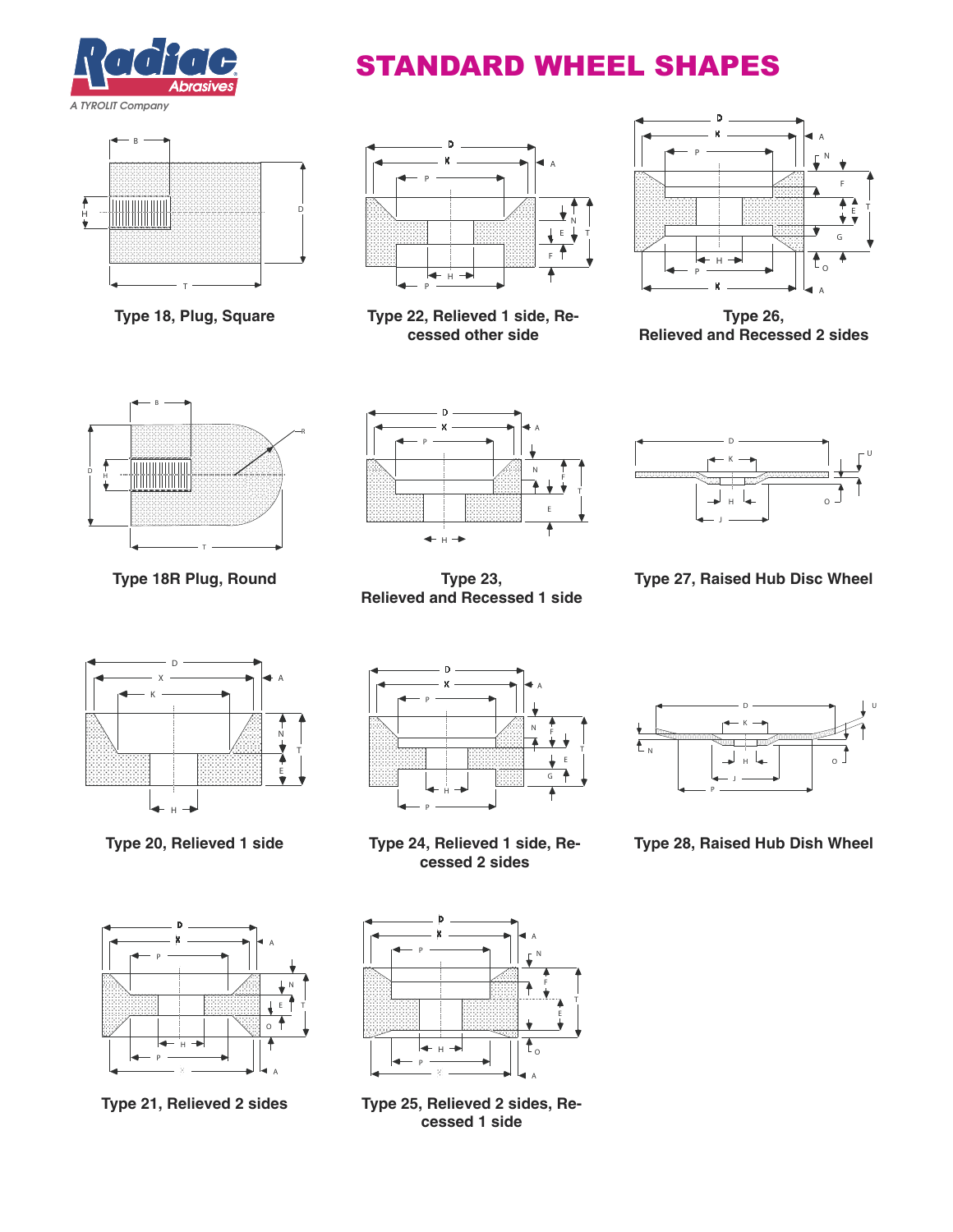# STANDARD WHEEL SHAPES

Type 18, Plug, Square

Type 22, Relieved 1 side, Recessed other side

Type 26, Relieved and Recessed 2 sides

Type 18R Plug, Round

Type 23, Relieved and Recessed 1 side

Type 27, Raised Hub Disc Wheel

Type 20, Relieved 1 side

Type 24, Relieved 1 side, Recessed 2 sides

Type 28, Raised Hub Dish Wheel

Type 21, Relieved 2 sides

Type 25, Relieved 2 sides, Recessed 1 side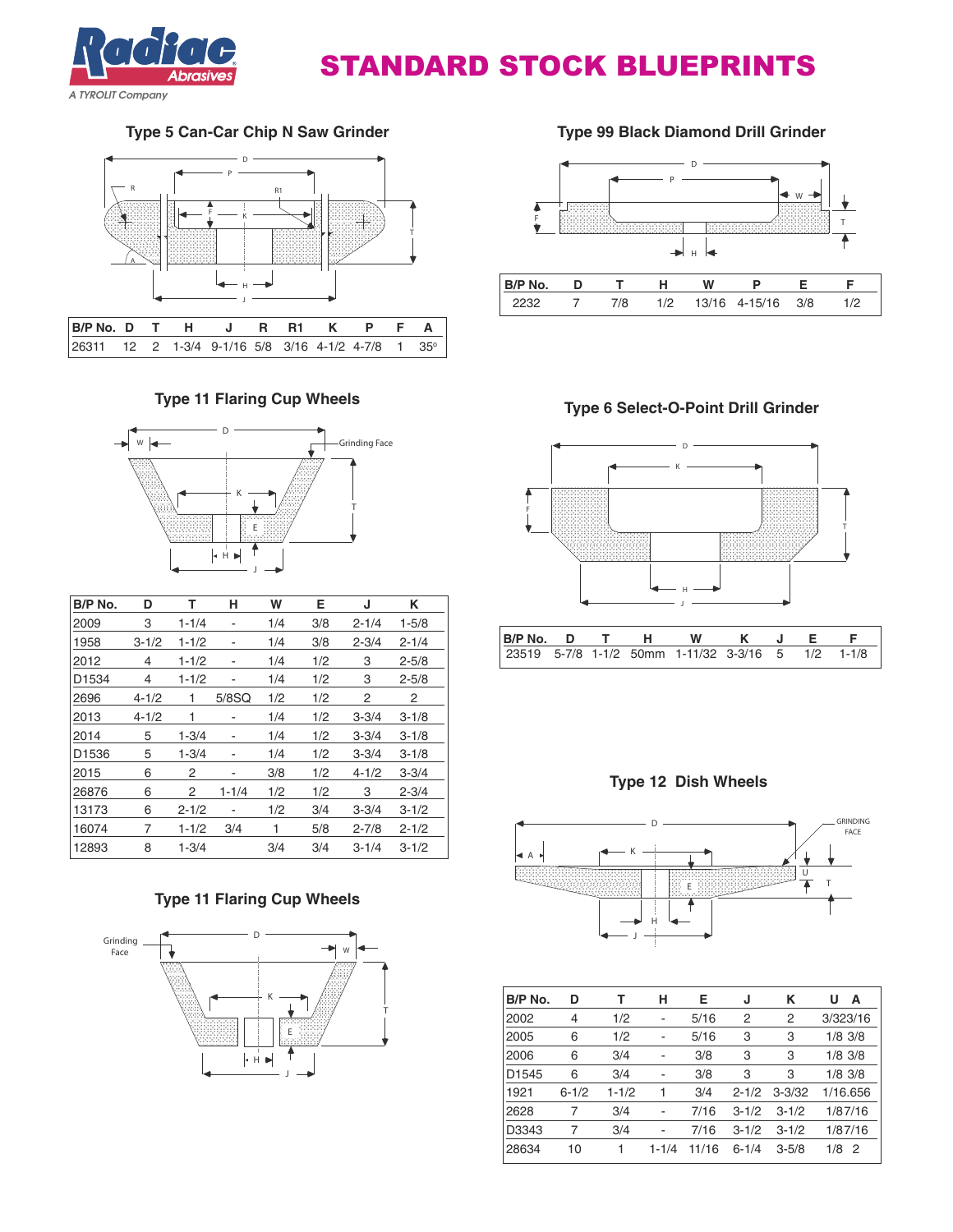# STANDARD STOCK BLUEPRINTS

## Type 5 Can-Car Chip N Saw Grinder

| B/P No. | D | T | H | J | R | R1 | K | P | F | A |
|---|---|---|---|---|---|---|---|---|---|---|
| 26311 | 12 | 2 | 1-3/4 | 9-1/16 | 5/8 | 3/16 | 4-1/2 | 4-7/8 | 1 | 35° |

## Type 99 Black Diamond Drill Grinder

| B/P No. | D | T | H | W | P | E | F |
|---|---|---|---|---|---|---|---|
| 2232 | 7 | 7/8 | 1/2 | 13/16 | 4-15/16 | 3/8 | 1/2 |

## Type 11 Flaring Cup Wheels

| B/P No. | D | T | H | W | E | J | K |
|---|---|---|---|---|---|---|---|
| 2009 | 3 | 1-1/4 | - | 1/4 | 3/8 | 2-1/4 | 1-5/8 |
| 1958 | 3-1/2 | 1-1/2 | - | 1/4 | 3/8 | 2-3/4 | 2-1/4 |
| 2012 | 4 | 1-1/2 | - | 1/4 | 1/2 | 3 | 2-5/8 |
| D1534 | 4 | 1-1/2 | - | 1/4 | 1/2 | 3 | 2-5/8 |
| 2696 | 4-1/2 | 1 | 5/8SQ | 1/2 | 1/2 | 2 | 2 |
| 2013 | 4-1/2 | 1 | - | 1/4 | 1/2 | 3-3/4 | 3-1/8 |
| 2014 | 5 | 1-3/4 | - | 1/4 | 1/2 | 3-3/4 | 3-1/8 |
| D1536 | 5 | 1-3/4 | - | 1/4 | 1/2 | 3-3/4 | 3-1/8 |
| 2015 | 6 | 2 | - | 3/8 | 1/2 | 4-1/2 | 3-3/4 |
| 26876 | 6 | 2 | 1-1/4 | 1/2 | 1/2 | 3 | 2-3/4 |
| 13173 | 6 | 2-1/2 | - | 1/2 | 3/4 | 3-3/4 | 3-1/2 |
| 16074 | 7 | 1-1/2 | 3/4 | 1 | 5/8 | 2-7/8 | 2-1/2 |
| 12893 | 8 | 1-3/4 | | 3/4 | 3/4 | 3-1/4 | 3-1/2 |

## Type 6 Select-O-Point Drill Grinder

| B/P No. | D | T | H | W | K | J | E | F |
|---|---|---|---|---|---|---|---|---|
| 23519 | 5-7/8 | 1-1/2 | 50mm | 1-11/32 | 3-3/16 | 5 | 1/2 | 1-1/8 |

## Type 12 Dish Wheels

| B/P No. | D | T | H | E | J | K | U A |
|---|---|---|---|---|---|---|---|
| 2002 | 4 | 1/2 | - | 5/16 | 2 | 2 | 3/323/16 |
| 2005 | 6 | 1/2 | - | 5/16 | 3 | 3 | 1/8 3/8 |
| 2006 | 6 | 3/4 | - | 3/8 | 3 | 3 | 1/8 3/8 |
| D1545 | 6 | 3/4 | - | 3/8 | 3 | 3 | 1/8 3/8 |
| 1921 | 6-1/2 | 1-1/2 | 1 | 3/4 | 2-1/2 | 3-3/32 | 1/16.656 |
| 2628 | 7 | 3/4 | - | 7/16 | 3-1/2 | 3-1/2 | 1/87/16 |
| D3343 | 7 | 3/4 | - | 7/16 | 3-1/2 | 3-1/2 | 1/87/16 |
| 28634 | 10 | 1 | 1-1/4 | 11/16 | 6-1/4 | 3-5/8 | 1/8 2 |

## Type 11 Flaring Cup Wheels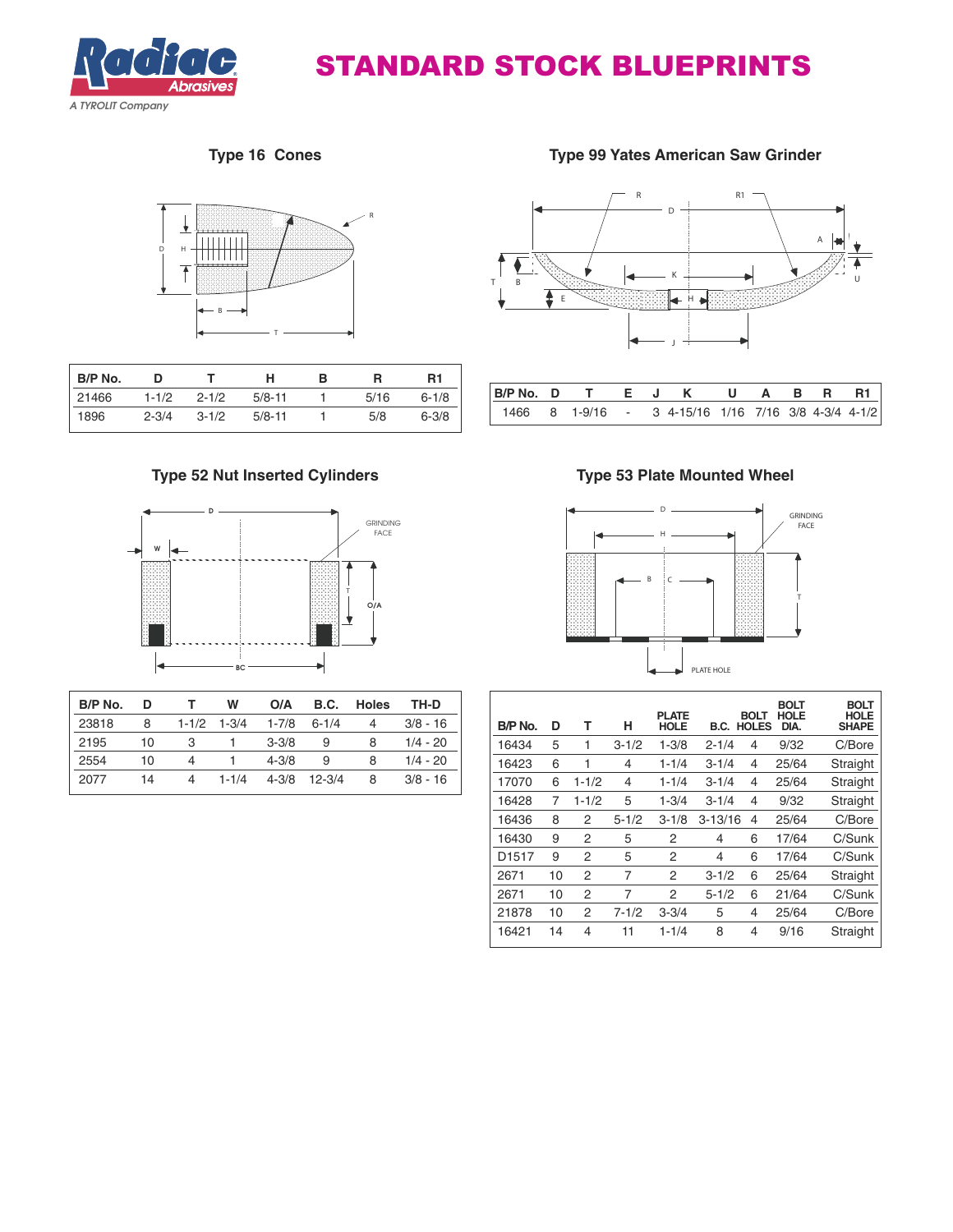# STANDARD STOCK BLUEPRINTS

## Type 16 Cones

D
H
B
T
R

| B/P No. | D | T | H | B | R | R1 |
|---|---|---|---|---|---|---|
| 21466 | 1-1/2 | 2-1/2 | 5/8-11 | 1 | 5/16 | 6-1/8 |
| 1896 | 2-3/4 | 3-1/2 | 5/8-11 | 1 | 5/8 | 6-3/8 |

## Type 99 Yates American Saw Grinder

R
R1
D
A
T
B
E
K
H
U
J

| B/P No. | D | T | E | J | K | U | A | B | R | R1 |
|---|---|---|---|---|---|---|---|---|---|---|
| 1466 | 8 | 1-9/16 | - | 3 | 4-15/16 | 1/16 | 7/16 | 3/8 | 4-3/4 | 4-1/2 |

## Type 52 Nut Inserted Cylinders

D
W
GRINDING FACE
T
O/A
BC

| B/P No. | D | T | W | O/A | B.C. | Holes | TH-D |
|---|---|---|---|---|---|---|---|
| 23818 | 8 | 1-1/2 | 1-3/4 | 1-7/8 | 6-1/4 | 4 | 3/8 - 16 |
| 2195 | 10 | 3 | 1 | 3-3/8 | 9 | 8 | 1/4 - 20 |
| 2554 | 10 | 4 | 1 | 4-3/8 | 9 | 8 | 1/4 - 20 |
| 2077 | 14 | 4 | 1-1/4 | 4-3/8 | 12-3/4 | 8 | 3/8 - 16 |

## Type 53 Plate Mounted Wheel

D
H
GRINDING FACE
B
C
T
PLATE HOLE

| B/P No. | D | T | H | PLATE HOLE | B.C. | BOLT HOLES | BOLT HOLE DIA. | BOLT HOLE SHAPE |
|---|---|---|---|---|---|---|---|---|
| 16434 | 5 | 1 | 3-1/2 | 1-3/8 | 2-1/4 | 4 | 9/32 | C/Bore |
| 16423 | 6 | 1 | 4 | 1-1/4 | 3-1/4 | 4 | 25/64 | Straight |
| 17070 | 6 | 1-1/2 | 4 | 1-1/4 | 3-1/4 | 4 | 25/64 | Straight |
| 16428 | 7 | 1-1/2 | 5 | 1-3/4 | 3-1/4 | 4 | 9/32 | Straight |
| 16436 | 8 | 2 | 5-1/2 | 3-1/8 | 3-13/16 | 4 | 25/64 | C/Bore |
| 16430 | 9 | 2 | 5 | 2 | 4 | 6 | 17/64 | C/Sunk |
| D1517 | 9 | 2 | 5 | 2 | 4 | 6 | 17/64 | C/Sunk |
| 2671 | 10 | 2 | 7 | 2 | 3-1/2 | 6 | 25/64 | Straight |
| 2671 | 10 | 2 | 7 | 2 | 5-1/2 | 6 | 21/64 | C/Sunk |
| 21878 | 10 | 2 | 7-1/2 | 3-3/4 | 5 | 4 | 25/64 | C/Bore |
| 16421 | 14 | 4 | 11 | 1-1/4 | 8 | 4 | 9/16 | Straight |